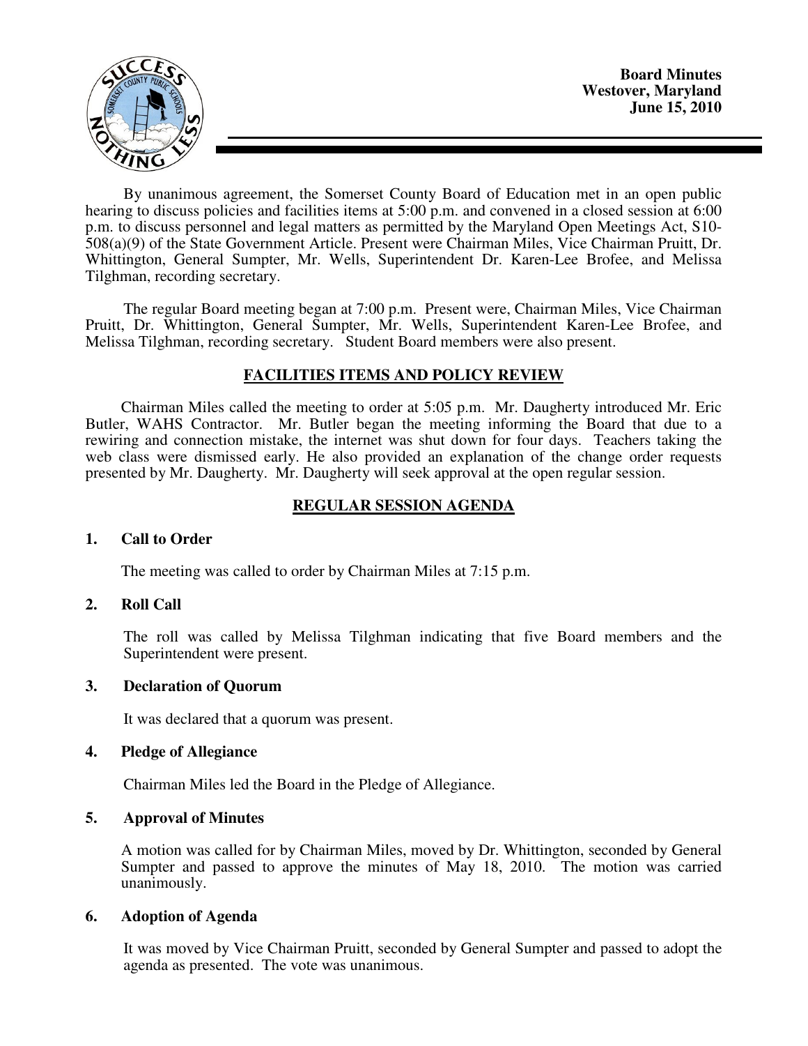**Board Minutes**
**Westover, Maryland**
**June 15, 2010**

By unanimous agreement, the Somerset County Board of Education met in an open public hearing to discuss policies and facilities items at 5:00 p.m. and convened in a closed session at 6:00 p.m. to discuss personnel and legal matters as permitted by the Maryland Open Meetings Act, S10-508(a)(9) of the State Government Article. Present were Chairman Miles, Vice Chairman Pruitt, Dr. Whittington, General Sumpter, Mr. Wells, Superintendent Dr. Karen-Lee Brofee, and Melissa Tilghman, recording secretary.

The regular Board meeting began at 7:00 p.m. Present were, Chairman Miles, Vice Chairman Pruitt, Dr. Whittington, General Sumpter, Mr. Wells, Superintendent Karen-Lee Brofee, and Melissa Tilghman, recording secretary. Student Board members were also present.

## FACILITIES ITEMS AND POLICY REVIEW

Chairman Miles called the meeting to order at 5:05 p.m. Mr. Daugherty introduced Mr. Eric Butler, WAHS Contractor. Mr. Butler began the meeting informing the Board that due to a rewiring and connection mistake, the internet was shut down for four days. Teachers taking the web class were dismissed early. He also provided an explanation of the change order requests presented by Mr. Daugherty. Mr. Daugherty will seek approval at the open regular session.

## REGULAR SESSION AGENDA

### 1. Call to Order

The meeting was called to order by Chairman Miles at 7:15 p.m.

### 2. Roll Call

The roll was called by Melissa Tilghman indicating that five Board members and the Superintendent were present.

### 3. Declaration of Quorum

It was declared that a quorum was present.

### 4. Pledge of Allegiance

Chairman Miles led the Board in the Pledge of Allegiance.

### 5. Approval of Minutes

A motion was called for by Chairman Miles, moved by Dr. Whittington, seconded by General Sumpter and passed to approve the minutes of May 18, 2010. The motion was carried unanimously.

### 6. Adoption of Agenda

It was moved by Vice Chairman Pruitt, seconded by General Sumpter and passed to adopt the agenda as presented. The vote was unanimous.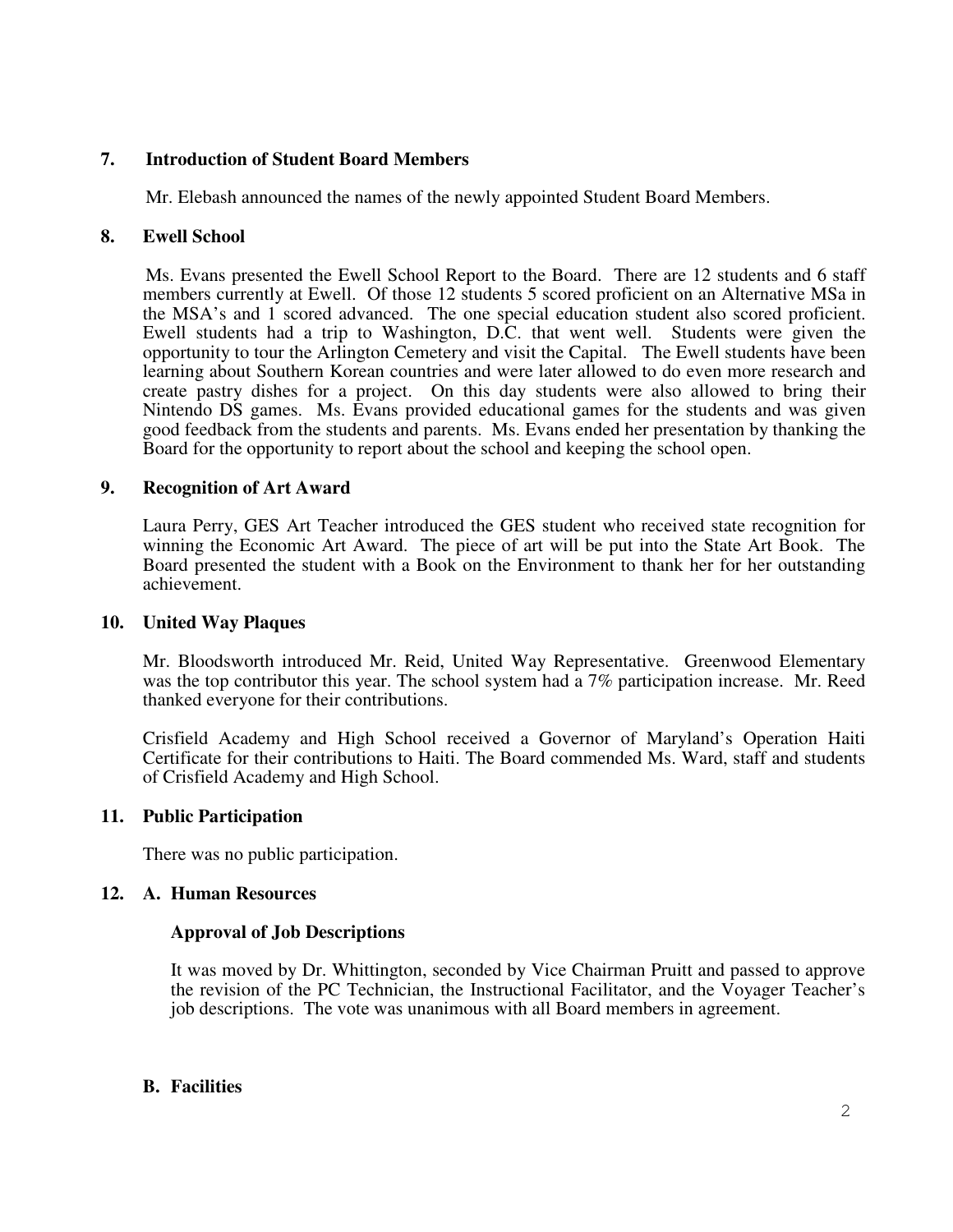## 7. Introduction of Student Board Members

Mr. Elebash announced the names of the newly appointed Student Board Members.

## 8. Ewell School

Ms. Evans presented the Ewell School Report to the Board. There are 12 students and 6 staff members currently at Ewell. Of those 12 students 5 scored proficient on an Alternative MSa in the MSA's and 1 scored advanced. The one special education student also scored proficient. Ewell students had a trip to Washington, D.C. that went well. Students were given the opportunity to tour the Arlington Cemetery and visit the Capital. The Ewell students have been learning about Southern Korean countries and were later allowed to do even more research and create pastry dishes for a project. On this day students were also allowed to bring their Nintendo DS games. Ms. Evans provided educational games for the students and was given good feedback from the students and parents. Ms. Evans ended her presentation by thanking the Board for the opportunity to report about the school and keeping the school open.

## 9. Recognition of Art Award

Laura Perry, GES Art Teacher introduced the GES student who received state recognition for winning the Economic Art Award. The piece of art will be put into the State Art Book. The Board presented the student with a Book on the Environment to thank her for her outstanding achievement.

## 10. United Way Plaques

Mr. Bloodsworth introduced Mr. Reid, United Way Representative. Greenwood Elementary was the top contributor this year. The school system had a 7% participation increase. Mr. Reed thanked everyone for their contributions.

Crisfield Academy and High School received a Governor of Maryland's Operation Haiti Certificate for their contributions to Haiti. The Board commended Ms. Ward, staff and students of Crisfield Academy and High School.

## 11. Public Participation

There was no public participation.

## 12. A. Human Resources

### Approval of Job Descriptions

It was moved by Dr. Whittington, seconded by Vice Chairman Pruitt and passed to approve the revision of the PC Technician, the Instructional Facilitator, and the Voyager Teacher's job descriptions. The vote was unanimous with all Board members in agreement.

### B. Facilities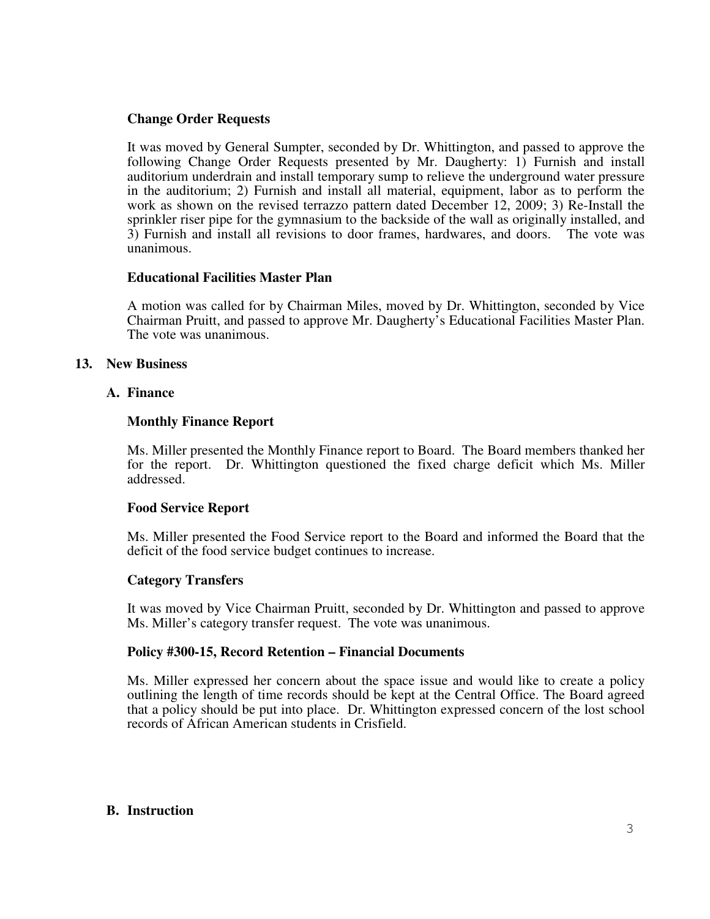**Change Order Requests**

It was moved by General Sumpter, seconded by Dr. Whittington, and passed to approve the following Change Order Requests presented by Mr. Daugherty: 1) Furnish and install auditorium underdrain and install temporary sump to relieve the underground water pressure in the auditorium; 2) Furnish and install all material, equipment, labor as to perform the work as shown on the revised terrazzo pattern dated December 12, 2009; 3) Re-Install the sprinkler riser pipe for the gymnasium to the backside of the wall as originally installed, and 3) Furnish and install all revisions to door frames, hardwares, and doors. The vote was unanimous.

**Educational Facilities Master Plan**

A motion was called for by Chairman Miles, moved by Dr. Whittington, seconded by Vice Chairman Pruitt, and passed to approve Mr. Daugherty's Educational Facilities Master Plan. The vote was unanimous.

**13. New Business**

**A. Finance**

**Monthly Finance Report**

Ms. Miller presented the Monthly Finance report to Board. The Board members thanked her for the report. Dr. Whittington questioned the fixed charge deficit which Ms. Miller addressed.

**Food Service Report**

Ms. Miller presented the Food Service report to the Board and informed the Board that the deficit of the food service budget continues to increase.

**Category Transfers**

It was moved by Vice Chairman Pruitt, seconded by Dr. Whittington and passed to approve Ms. Miller's category transfer request. The vote was unanimous.

**Policy #300-15, Record Retention – Financial Documents**

Ms. Miller expressed her concern about the space issue and would like to create a policy outlining the length of time records should be kept at the Central Office. The Board agreed that a policy should be put into place. Dr. Whittington expressed concern of the lost school records of African American students in Crisfield.

**B. Instruction**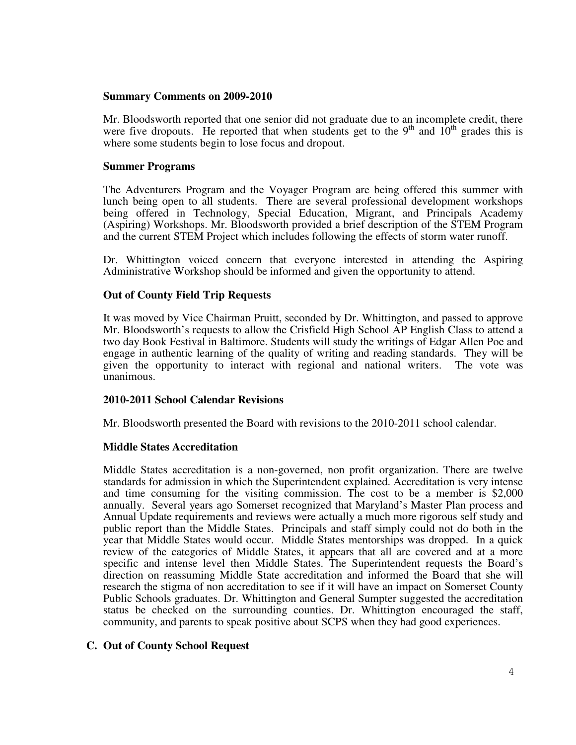**Summary Comments on 2009-2010**

Mr. Bloodsworth reported that one senior did not graduate due to an incomplete credit, there were five dropouts. He reported that when students get to the 9th and 10th grades this is where some students begin to lose focus and dropout.

**Summer Programs**

The Adventurers Program and the Voyager Program are being offered this summer with lunch being open to all students. There are several professional development workshops being offered in Technology, Special Education, Migrant, and Principals Academy (Aspiring) Workshops. Mr. Bloodsworth provided a brief description of the STEM Program and the current STEM Project which includes following the effects of storm water runoff.

Dr. Whittington voiced concern that everyone interested in attending the Aspiring Administrative Workshop should be informed and given the opportunity to attend.

**Out of County Field Trip Requests**

It was moved by Vice Chairman Pruitt, seconded by Dr. Whittington, and passed to approve Mr. Bloodsworth's requests to allow the Crisfield High School AP English Class to attend a two day Book Festival in Baltimore. Students will study the writings of Edgar Allen Poe and engage in authentic learning of the quality of writing and reading standards. They will be given the opportunity to interact with regional and national writers. The vote was unanimous.

**2010-2011 School Calendar Revisions**

Mr. Bloodsworth presented the Board with revisions to the 2010-2011 school calendar.

**Middle States Accreditation**

Middle States accreditation is a non-governed, non profit organization. There are twelve standards for admission in which the Superintendent explained. Accreditation is very intense and time consuming for the visiting commission. The cost to be a member is $2,000 annually. Several years ago Somerset recognized that Maryland's Master Plan process and Annual Update requirements and reviews were actually a much more rigorous self study and public report than the Middle States. Principals and staff simply could not do both in the year that Middle States would occur. Middle States mentorships was dropped. In a quick review of the categories of Middle States, it appears that all are covered and at a more specific and intense level then Middle States. The Superintendent requests the Board's direction on reassuming Middle State accreditation and informed the Board that she will research the stigma of non accreditation to see if it will have an impact on Somerset County Public Schools graduates. Dr. Whittington and General Sumpter suggested the accreditation status be checked on the surrounding counties. Dr. Whittington encouraged the staff, community, and parents to speak positive about SCPS when they had good experiences.

## C. Out of County School Request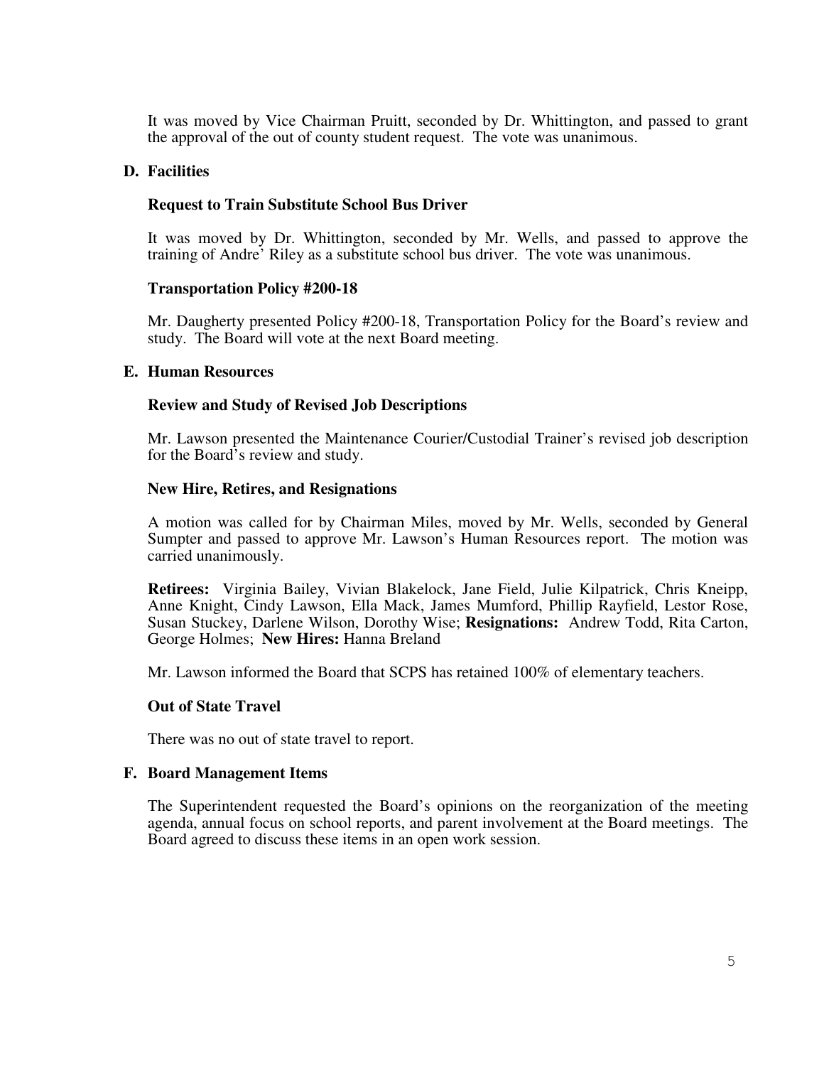It was moved by Vice Chairman Pruitt, seconded by Dr. Whittington, and passed to grant the approval of the out of county student request. The vote was unanimous.

**D. Facilities**

**Request to Train Substitute School Bus Driver**

It was moved by Dr. Whittington, seconded by Mr. Wells, and passed to approve the training of Andre' Riley as a substitute school bus driver. The vote was unanimous.

**Transportation Policy #200-18**

Mr. Daugherty presented Policy #200-18, Transportation Policy for the Board's review and study. The Board will vote at the next Board meeting.

**E. Human Resources**

**Review and Study of Revised Job Descriptions**

Mr. Lawson presented the Maintenance Courier/Custodial Trainer's revised job description for the Board's review and study.

**New Hire, Retires, and Resignations**

A motion was called for by Chairman Miles, moved by Mr. Wells, seconded by General Sumpter and passed to approve Mr. Lawson's Human Resources report. The motion was carried unanimously.

**Retirees:** Virginia Bailey, Vivian Blakelock, Jane Field, Julie Kilpatrick, Chris Kneipp, Anne Knight, Cindy Lawson, Ella Mack, James Mumford, Phillip Rayfield, Lestor Rose, Susan Stuckey, Darlene Wilson, Dorothy Wise; **Resignations:** Andrew Todd, Rita Carton, George Holmes; **New Hires:** Hanna Breland

Mr. Lawson informed the Board that SCPS has retained 100% of elementary teachers.

**Out of State Travel**

There was no out of state travel to report.

**F. Board Management Items**

The Superintendent requested the Board's opinions on the reorganization of the meeting agenda, annual focus on school reports, and parent involvement at the Board meetings. The Board agreed to discuss these items in an open work session.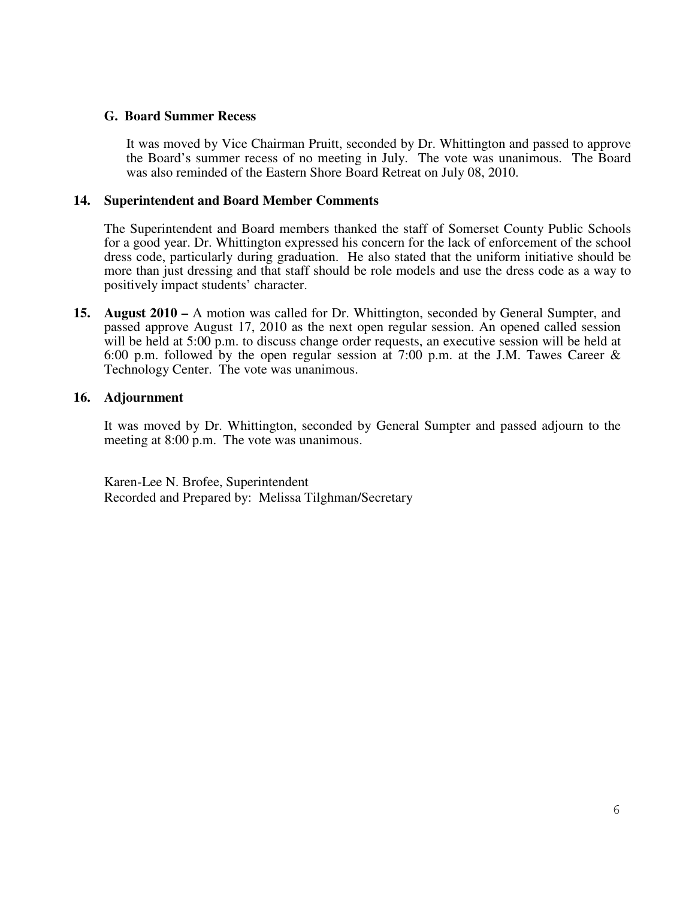### G. Board Summer Recess

It was moved by Vice Chairman Pruitt, seconded by Dr. Whittington and passed to approve the Board's summer recess of no meeting in July. The vote was unanimous. The Board was also reminded of the Eastern Shore Board Retreat on July 08, 2010.

### 14. Superintendent and Board Member Comments

The Superintendent and Board members thanked the staff of Somerset County Public Schools for a good year. Dr. Whittington expressed his concern for the lack of enforcement of the school dress code, particularly during graduation. He also stated that the uniform initiative should be more than just dressing and that staff should be role models and use the dress code as a way to positively impact students' character.

**15. August 2010 –** A motion was called for Dr. Whittington, seconded by General Sumpter, and passed approve August 17, 2010 as the next open regular session. An opened called session will be held at 5:00 p.m. to discuss change order requests, an executive session will be held at 6:00 p.m. followed by the open regular session at 7:00 p.m. at the J.M. Tawes Career & Technology Center. The vote was unanimous.

### 16. Adjournment

It was moved by Dr. Whittington, seconded by General Sumpter and passed adjourn to the meeting at 8:00 p.m. The vote was unanimous.

Karen-Lee N. Brofee, Superintendent
Recorded and Prepared by: Melissa Tilghman/Secretary